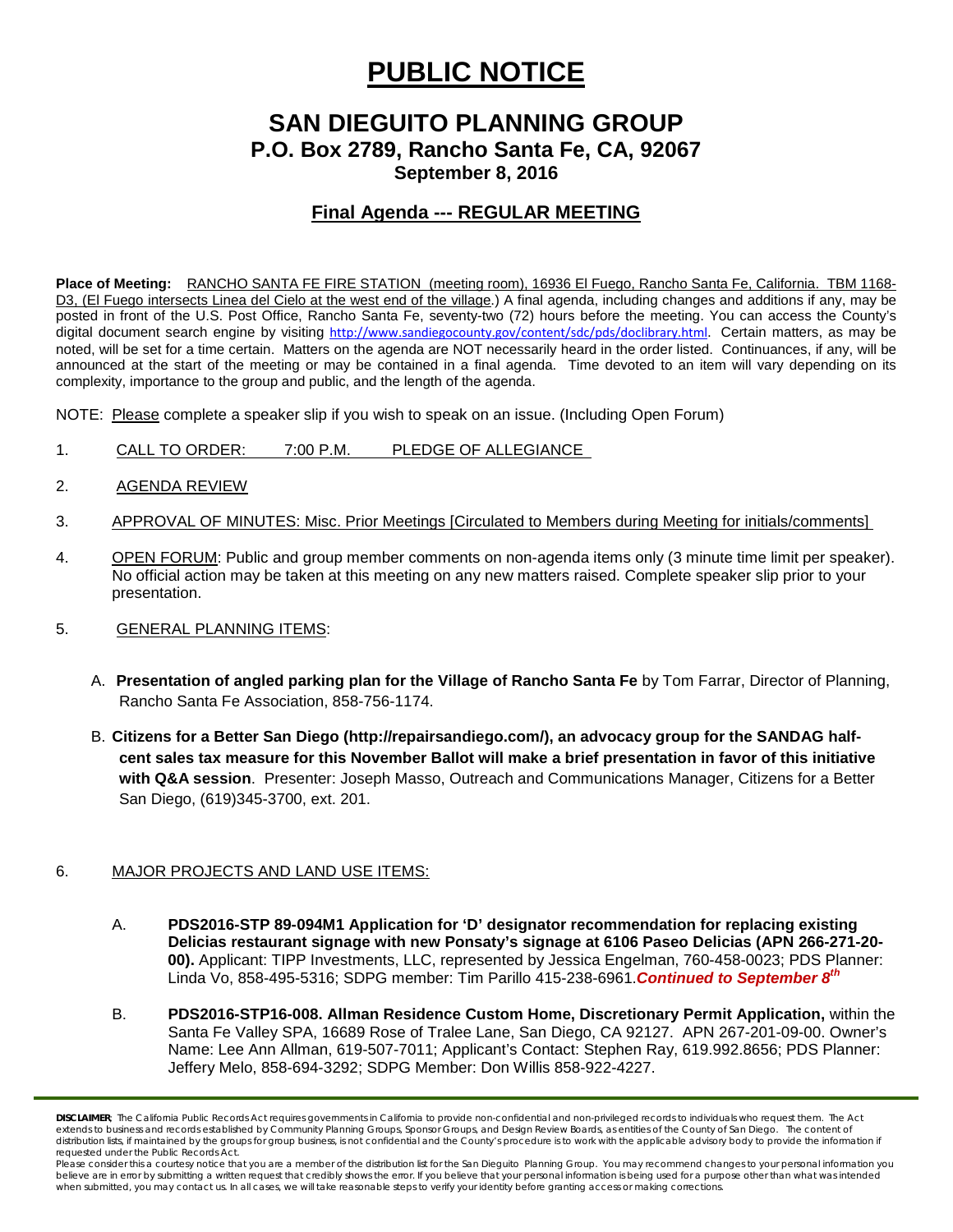# PUBLIC NOTICE

## SAN DIEGUITO PLANNING GROUP

### P.O. Box 2789, Rancho Santa Fe, CA, 92067

### September 8, 2016

### Final Agenda --- REGULAR MEETING

**Place of Meeting:** RANCHO SANTA FE FIRE STATION (meeting room), 16936 El Fuego, Rancho Santa Fe, California. TBM 1168-D3, (El Fuego intersects Linea del Cielo at the west end of the village.) A final agenda, including changes and additions if any, may be posted in front of the U.S. Post Office, Rancho Santa Fe, seventy-two (72) hours before the meeting. You can access the County's digital document search engine by visiting http://www.sandiegocounty.gov/content/sdc/pds/doclibrary.html. Certain matters, as may be noted, will be set for a time certain. Matters on the agenda are NOT necessarily heard in the order listed. Continuances, if any, will be announced at the start of the meeting or may be contained in a final agenda. Time devoted to an item will vary depending on its complexity, importance to the group and public, and the length of the agenda.

NOTE: Please complete a speaker slip if you wish to speak on an issue. (Including Open Forum)

1. CALL TO ORDER: 7:00 P.M. PLEDGE OF ALLEGIANCE

2. AGENDA REVIEW

3. APPROVAL OF MINUTES: Misc. Prior Meetings [Circulated to Members during Meeting for initials/comments]

4. OPEN FORUM: Public and group member comments on non-agenda items only (3 minute time limit per speaker). No official action may be taken at this meeting on any new matters raised. Complete speaker slip prior to your presentation.

5. GENERAL PLANNING ITEMS:

   A. **Presentation of angled parking plan for the Village of Rancho Santa Fe** by Tom Farrar, Director of Planning, Rancho Santa Fe Association, 858-756-1174.

   B. **Citizens for a Better San Diego (http://repairsandiego.com/), an advocacy group for the SANDAG half-cent sales tax measure for this November Ballot will make a brief presentation in favor of this initiative with Q&A session**. Presenter: Joseph Masso, Outreach and Communications Manager, Citizens for a Better San Diego, (619)345-3700, ext. 201.

6. MAJOR PROJECTS AND LAND USE ITEMS:

   A. **PDS2016-STP 89-094M1 Application for 'D' designator recommendation for replacing existing Delicias restaurant signage with new Ponsaty's signage at 6106 Paseo Delicias (APN 266-271-20-00).** Applicant: TIPP Investments, LLC, represented by Jessica Engelman, 760-458-0023; PDS Planner: Linda Vo, 858-495-5316; SDPG member: Tim Parillo 415-238-6961.***Continued to September 8th***

   B. **PDS2016-STP16-008. Allman Residence Custom Home, Discretionary Permit Application,** within the Santa Fe Valley SPA, 16689 Rose of Tralee Lane, San Diego, CA 92127. APN 267-201-09-00. Owner's Name: Lee Ann Allman, 619-507-7011; Applicant's Contact: Stephen Ray, 619.992.8656; PDS Planner: Jeffery Melo, 858-694-3292; SDPG Member: Don Willis 858-922-4227.

**DISCLAIMER**; The California Public Records Act requires governments in California to provide non-confidential and non-privileged records to individuals who request them. The Act extends to business and records established by Community Planning Groups, Sponsor Groups, and Design Review Boards, as entities of the County of San Diego. The content of distribution lists, if maintained by the groups for group business, is not confidential and the County's procedure is to work with the applicable advisory body to provide the information if requested under the Public Records Act.

Please consider this a courtesy notice that you are a member of the distribution list for the San Dieguito Planning Group. You may recommend changes to your personal information you believe are in error by submitting a written request that credibly shows the error. If you believe that your personal information is being used for a purpose other than what was intended when submitted, you may contact us. In all cases, we will take reasonable steps to verify your identity before granting access or making corrections.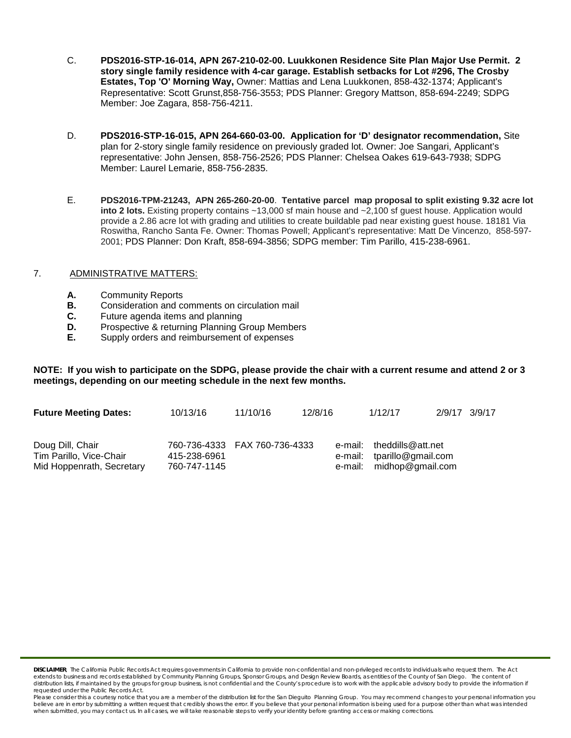C. **PDS2016-STP-16-014, APN 267-210-02-00. Luukkonen Residence Site Plan Major Use Permit. 2 story single family residence with 4-car garage. Establish setbacks for Lot #296, The Crosby Estates, Top 'O' Morning Way,** Owner: Mattias and Lena Luukkonen, 858-432-1374; Applicant's Representative: Scott Grunst,858-756-3553; PDS Planner: Gregory Mattson, 858-694-2249; SDPG Member: Joe Zagara, 858-756-4211.

D. **PDS2016-STP-16-015, APN 264-660-03-00. Application for 'D' designator recommendation,** Site plan for 2-story single family residence on previously graded lot. Owner: Joe Sangari, Applicant's representative: John Jensen, 858-756-2526; PDS Planner: Chelsea Oakes 619-643-7938; SDPG Member: Laurel Lemarie, 858-756-2835.

E. **PDS2016-TPM-21243, APN 265-260-20-00**. **Tentative parcel map proposal to split existing 9.32 acre lot into 2 lots.** Existing property contains ~13,000 sf main house and ~2,100 sf guest house. Application would provide a 2.86 acre lot with grading and utilities to create buildable pad near existing guest house. 18181 Via Roswitha, Rancho Santa Fe. Owner: Thomas Powell; Applicant's representative: Matt De Vincenzo, 858-597-2001; PDS Planner: Don Kraft, 858-694-3856; SDPG member: Tim Parillo, 415-238-6961.

7. ADMINISTRATIVE MATTERS:

**A.** Community Reports
**B.** Consideration and comments on circulation mail
**C.** Future agenda items and planning
**D.** Prospective & returning Planning Group Members
**E.** Supply orders and reimbursement of expenses

**NOTE: If you wish to participate on the SDPG, please provide the chair with a current resume and attend 2 or 3 meetings, depending on our meeting schedule in the next few months.**

**Future Meeting Dates:** 10/13/16 11/10/16 12/8/16 1/12/17 2/9/17 3/9/17

| | | | |
|---|---|---|---|
| Doug Dill, Chair | 760-736-4333 | FAX 760-736-4333 | e-mail: theddills@att.net |
| Tim Parillo, Vice-Chair | 415-238-6961 | | e-mail: tparillo@gmail.com |
| Mid Hoppenrath, Secretary | 760-747-1145 | | e-mail: midhop@gmail.com |

**DISCLAIMER**; The California Public Records Act requires governments in California to provide non-confidential and non-privileged records to individuals who request them. The Act extends to business and records established by Community Planning Groups, Sponsor Groups, and Design Review Boards, as entities of the County of San Diego. The content of distribution lists, if maintained by the groups for group business, is not confidential and the County's procedure is to work with the applicable advisory body to provide the information if requested under the Public Records Act.
Please consider this a courtesy notice that you are a member of the distribution list for the San Dieguito Planning Group. You may recommend changes to your personal information you believe are in error by submitting a written request that credibly shows the error. If you believe that your personal information is being used for a purpose other than what was intended when submitted, you may contact us. In all cases, we will take reasonable steps to verify your identity before granting access or making corrections.